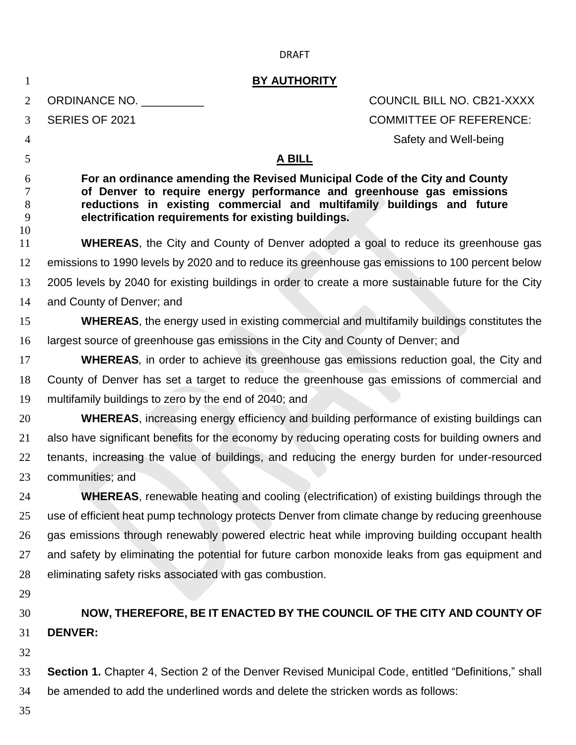DRAFT

**BY AUTHORITY**

ORDINANCE NO. __________ COUNCIL BILL NO. CB21-XXXX

SERIES OF 2021 COMMITTEE OF REFERENCE:

Safety and Well-being

**A BILL**

**For an ordinance amending the Revised Municipal Code of the City and County of Denver to require energy performance and greenhouse gas emissions reductions in existing commercial and multifamily buildings and future electrification requirements for existing buildings.**

**WHEREAS**, the City and County of Denver adopted a goal to reduce its greenhouse gas emissions to 1990 levels by 2020 and to reduce its greenhouse gas emissions to 100 percent below 2005 levels by 2040 for existing buildings in order to create a more sustainable future for the City and County of Denver; and

**WHEREAS**, the energy used in existing commercial and multifamily buildings constitutes the largest source of greenhouse gas emissions in the City and County of Denver; and

**WHEREAS***,* in order to achieve its greenhouse gas emissions reduction goal, the City and County of Denver has set a target to reduce the greenhouse gas emissions of commercial and multifamily buildings to zero by the end of 2040; and

**WHEREAS**, increasing energy efficiency and building performance of existing buildings can also have significant benefits for the economy by reducing operating costs for building owners and tenants, increasing the value of buildings, and reducing the energy burden for under-resourced communities; and

**WHEREAS**, renewable heating and cooling (electrification) of existing buildings through the use of efficient heat pump technology protects Denver from climate change by reducing greenhouse gas emissions through renewably powered electric heat while improving building occupant health and safety by eliminating the potential for future carbon monoxide leaks from gas equipment and eliminating safety risks associated with gas combustion.

**NOW, THEREFORE, BE IT ENACTED BY THE COUNCIL OF THE CITY AND COUNTY OF DENVER:**

**Section 1.** Chapter 4, Section 2 of the Denver Revised Municipal Code, entitled "Definitions," shall be amended to add the underlined words and delete the stricken words as follows: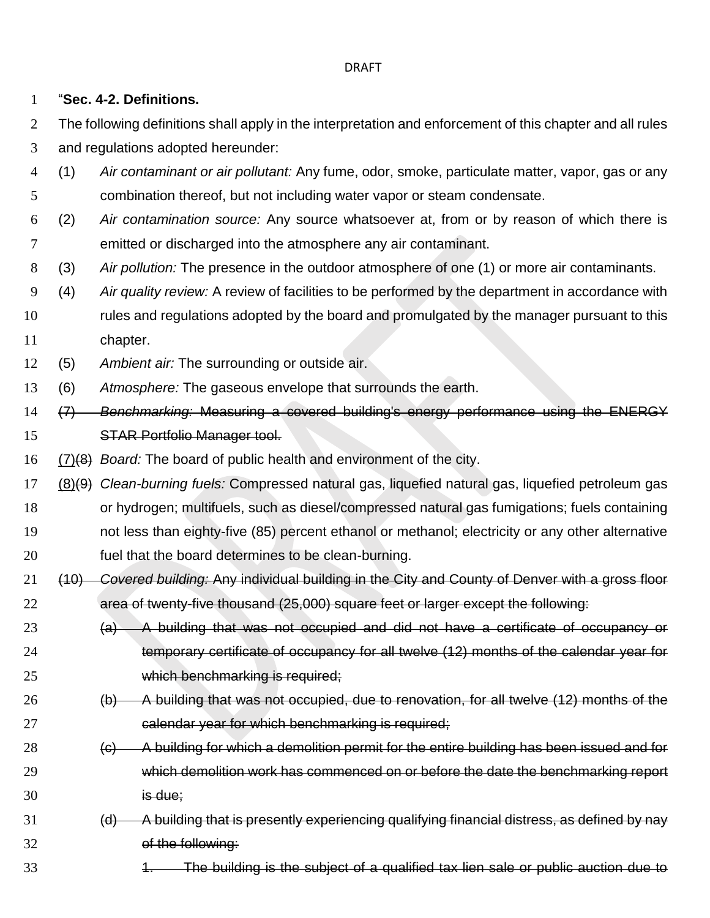"**Sec. 4-2. Definitions.**

The following definitions shall apply in the interpretation and enforcement of this chapter and all rules and regulations adopted hereunder:

(1) *Air contaminant or air pollutant:* Any fume, odor, smoke, particulate matter, vapor, gas or any combination thereof, but not including water vapor or steam condensate.

(2) *Air contamination source:* Any source whatsoever at, from or by reason of which there is emitted or discharged into the atmosphere any air contaminant.

(3) *Air pollution:* The presence in the outdoor atmosphere of one (1) or more air contaminants.

(4) *Air quality review:* A review of facilities to be performed by the department in accordance with rules and regulations adopted by the board and promulgated by the manager pursuant to this chapter.

(5) *Ambient air:* The surrounding or outside air.

(6) *Atmosphere:* The gaseous envelope that surrounds the earth.

~~(7) *Benchmarking:* Measuring a covered building's energy performance using the ENERGY STAR Portfolio Manager tool.~~

(7)~~(8)~~ *Board:* The board of public health and environment of the city.

(8)~~(9)~~ *Clean-burning fuels:* Compressed natural gas, liquefied natural gas, liquefied petroleum gas or hydrogen; multifuels, such as diesel/compressed natural gas fumigations; fuels containing not less than eighty-five (85) percent ethanol or methanol; electricity or any other alternative fuel that the board determines to be clean-burning.

~~(10) *Covered building:* Any individual building in the City and County of Denver with a gross floor area of twenty-five thousand (25,000) square feet or larger except the following:~~

~~(a) A building that was not occupied and did not have a certificate of occupancy or temporary certificate of occupancy for all twelve (12) months of the calendar year for which benchmarking is required;~~

~~(b) A building that was not occupied, due to renovation, for all twelve (12) months of the calendar year for which benchmarking is required;~~

~~(c) A building for which a demolition permit for the entire building has been issued and for which demolition work has commenced on or before the date the benchmarking report is due;~~

~~(d) A building that is presently experiencing qualifying financial distress, as defined by nay of the following:~~

~~1. The building is the subject of a qualified tax lien sale or public auction due to~~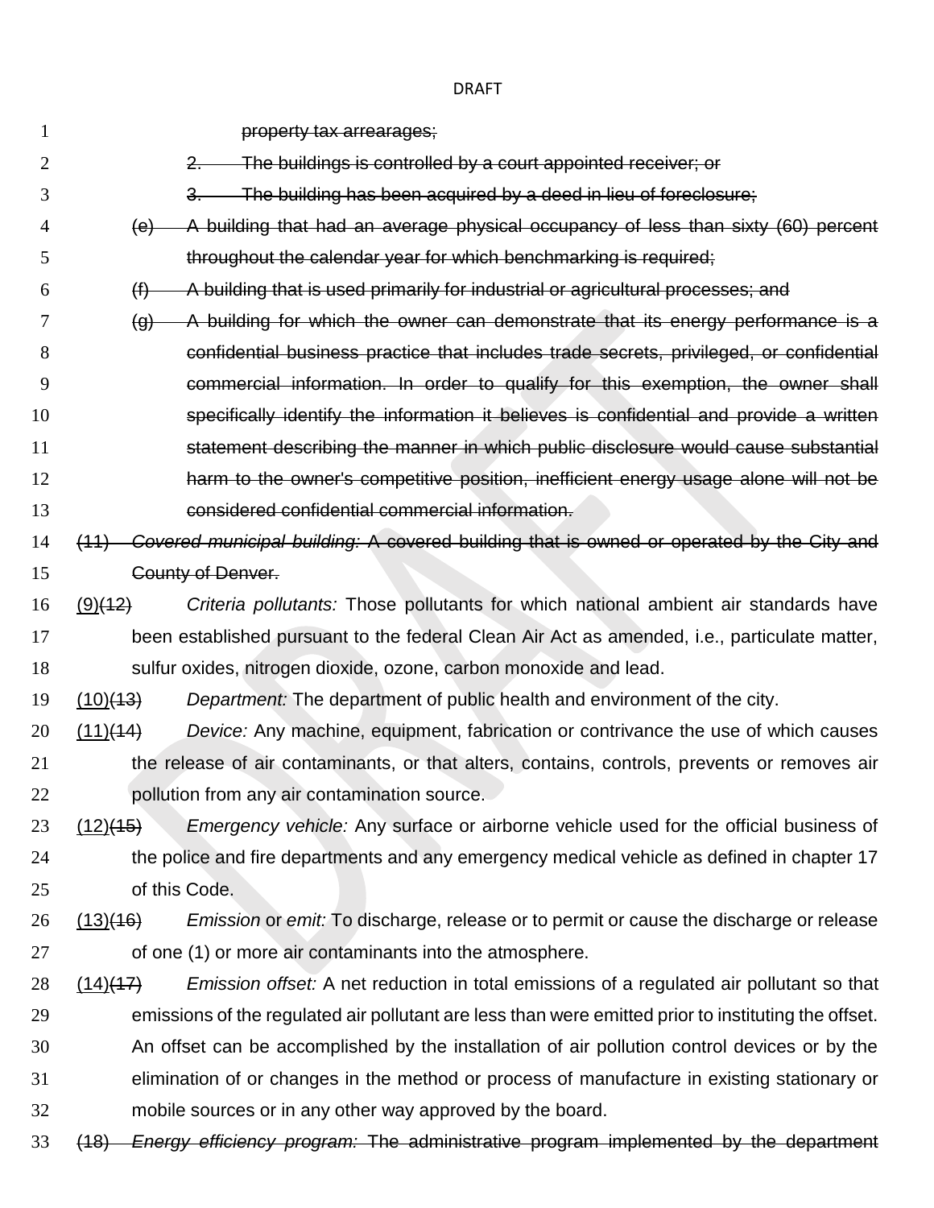DRAFT

~~property tax arrearages;~~

~~2. The buildings is controlled by a court appointed receiver; or~~

~~3. The building has been acquired by a deed in lieu of foreclosure;~~

~~(e) A building that had an average physical occupancy of less than sixty (60) percent throughout the calendar year for which benchmarking is required;~~

~~(f) A building that is used primarily for industrial or agricultural processes; and~~

~~(g) A building for which the owner can demonstrate that its energy performance is a confidential business practice that includes trade secrets, privileged, or confidential commercial information. In order to qualify for this exemption, the owner shall specifically identify the information it believes is confidential and provide a written statement describing the manner in which public disclosure would cause substantial harm to the owner's competitive position, inefficient energy usage alone will not be considered confidential commercial information.~~

~~(11) *Covered municipal building:* A covered building that is owned or operated by the City and County of Denver.~~

(9)~~(12)~~ *Criteria pollutants:* Those pollutants for which national ambient air standards have been established pursuant to the federal Clean Air Act as amended, i.e., particulate matter, sulfur oxides, nitrogen dioxide, ozone, carbon monoxide and lead.

(10)~~(13)~~ *Department:* The department of public health and environment of the city.

(11)~~(14)~~ *Device:* Any machine, equipment, fabrication or contrivance the use of which causes the release of air contaminants, or that alters, contains, controls, prevents or removes air pollution from any air contamination source.

(12)~~(15)~~ *Emergency vehicle:* Any surface or airborne vehicle used for the official business of the police and fire departments and any emergency medical vehicle as defined in chapter 17 of this Code.

(13)~~(16)~~ *Emission* or *emit:* To discharge, release or to permit or cause the discharge or release of one (1) or more air contaminants into the atmosphere.

(14)~~(17)~~ *Emission offset:* A net reduction in total emissions of a regulated air pollutant so that emissions of the regulated air pollutant are less than were emitted prior to instituting the offset. An offset can be accomplished by the installation of air pollution control devices or by the elimination of or changes in the method or process of manufacture in existing stationary or mobile sources or in any other way approved by the board.

~~(18) *Energy efficiency program:* The administrative program implemented by the department~~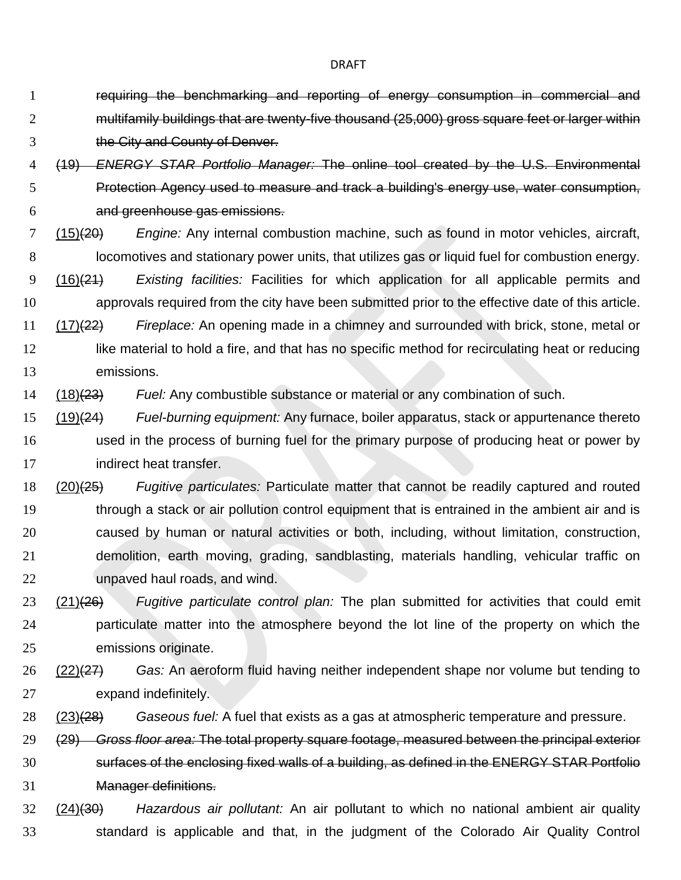~~requiring the benchmarking and reporting of energy consumption in commercial and multifamily buildings that are twenty-five thousand (25,000) gross square feet or larger within the City and County of Denver.~~

~~(19) *ENERGY STAR Portfolio Manager:* The online tool created by the U.S. Environmental Protection Agency used to measure and track a building's energy use, water consumption, and greenhouse gas emissions.~~

(15)~~(20)~~ *Engine:* Any internal combustion machine, such as found in motor vehicles, aircraft, locomotives and stationary power units, that utilizes gas or liquid fuel for combustion energy.

(16)~~(21)~~ *Existing facilities:* Facilities for which application for all applicable permits and approvals required from the city have been submitted prior to the effective date of this article.

(17)~~(22)~~ *Fireplace:* An opening made in a chimney and surrounded with brick, stone, metal or like material to hold a fire, and that has no specific method for recirculating heat or reducing emissions.

(18)~~(23)~~ *Fuel:* Any combustible substance or material or any combination of such.

(19)~~(24)~~ *Fuel-burning equipment:* Any furnace, boiler apparatus, stack or appurtenance thereto used in the process of burning fuel for the primary purpose of producing heat or power by indirect heat transfer.

(20)~~(25)~~ *Fugitive particulates:* Particulate matter that cannot be readily captured and routed through a stack or air pollution control equipment that is entrained in the ambient air and is caused by human or natural activities or both, including, without limitation, construction, demolition, earth moving, grading, sandblasting, materials handling, vehicular traffic on unpaved haul roads, and wind.

(21)~~(26)~~ *Fugitive particulate control plan:* The plan submitted for activities that could emit particulate matter into the atmosphere beyond the lot line of the property on which the emissions originate.

(22)~~(27)~~ *Gas:* An aeroform fluid having neither independent shape nor volume but tending to expand indefinitely.

(23)~~(28)~~ *Gaseous fuel:* A fuel that exists as a gas at atmospheric temperature and pressure.

~~(29) *Gross floor area:* The total property square footage, measured between the principal exterior surfaces of the enclosing fixed walls of a building, as defined in the ENERGY STAR Portfolio Manager definitions.~~

(24)~~(30)~~ *Hazardous air pollutant:* An air pollutant to which no national ambient air quality standard is applicable and that, in the judgment of the Colorado Air Quality Control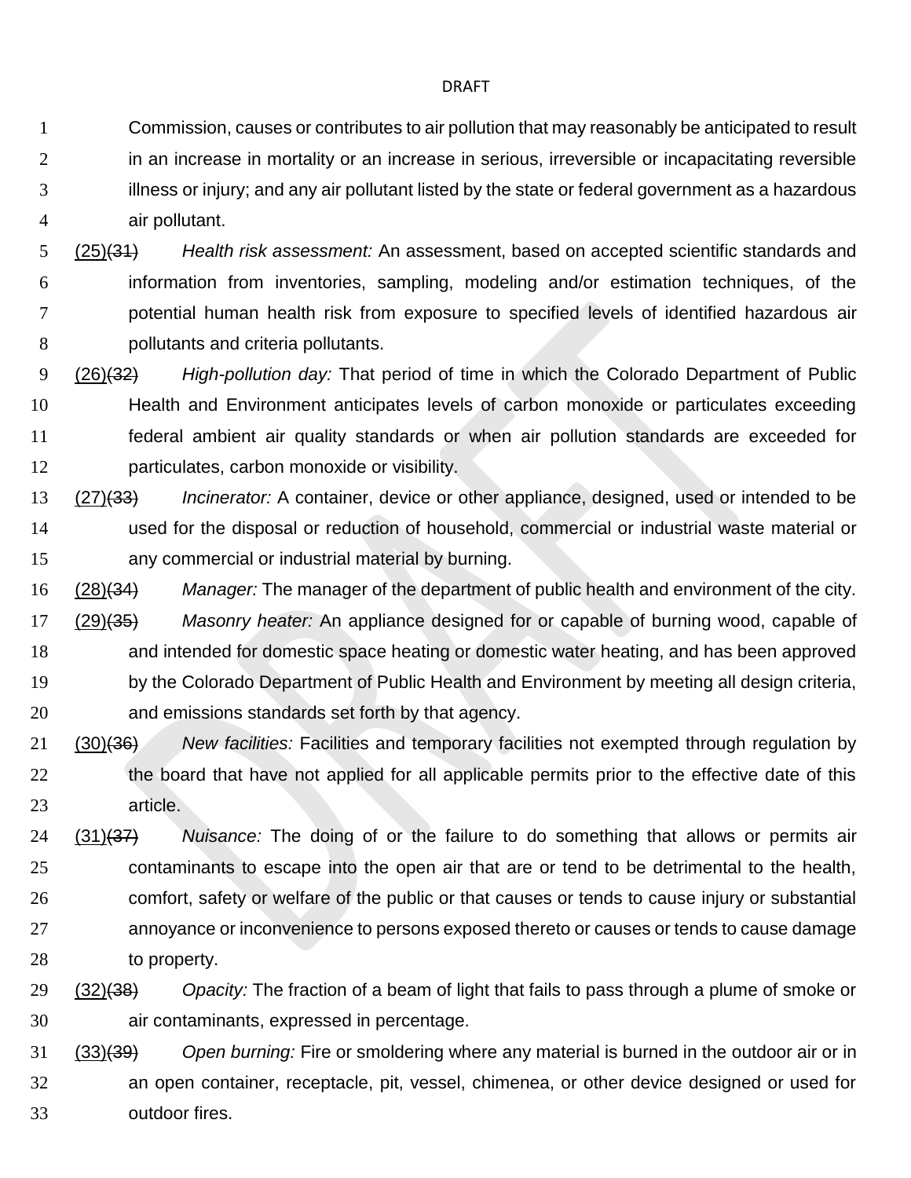Commission, causes or contributes to air pollution that may reasonably be anticipated to result in an increase in mortality or an increase in serious, irreversible or incapacitating reversible illness or injury; and any air pollutant listed by the state or federal government as a hazardous air pollutant.

<u>(25)</u>~~(31)~~ *Health risk assessment:* An assessment, based on accepted scientific standards and information from inventories, sampling, modeling and/or estimation techniques, of the potential human health risk from exposure to specified levels of identified hazardous air pollutants and criteria pollutants.

<u>(26)</u>~~(32)~~ *High-pollution day:* That period of time in which the Colorado Department of Public Health and Environment anticipates levels of carbon monoxide or particulates exceeding federal ambient air quality standards or when air pollution standards are exceeded for particulates, carbon monoxide or visibility.

<u>(27)</u>~~(33)~~ *Incinerator:* A container, device or other appliance, designed, used or intended to be used for the disposal or reduction of household, commercial or industrial waste material or any commercial or industrial material by burning.

<u>(28)</u>~~(34)~~ *Manager:* The manager of the department of public health and environment of the city.

<u>(29)</u>~~(35)~~ *Masonry heater:* An appliance designed for or capable of burning wood, capable of and intended for domestic space heating or domestic water heating, and has been approved by the Colorado Department of Public Health and Environment by meeting all design criteria, and emissions standards set forth by that agency.

<u>(30)</u>~~(36)~~ *New facilities:* Facilities and temporary facilities not exempted through regulation by the board that have not applied for all applicable permits prior to the effective date of this article.

<u>(31)</u>~~(37)~~ *Nuisance:* The doing of or the failure to do something that allows or permits air contaminants to escape into the open air that are or tend to be detrimental to the health, comfort, safety or welfare of the public or that causes or tends to cause injury or substantial annoyance or inconvenience to persons exposed thereto or causes or tends to cause damage to property.

<u>(32)</u>~~(38)~~ *Opacity:* The fraction of a beam of light that fails to pass through a plume of smoke or air contaminants, expressed in percentage.

<u>(33)</u>~~(39)~~ *Open burning:* Fire or smoldering where any material is burned in the outdoor air or in an open container, receptacle, pit, vessel, chimenea, or other device designed or used for outdoor fires.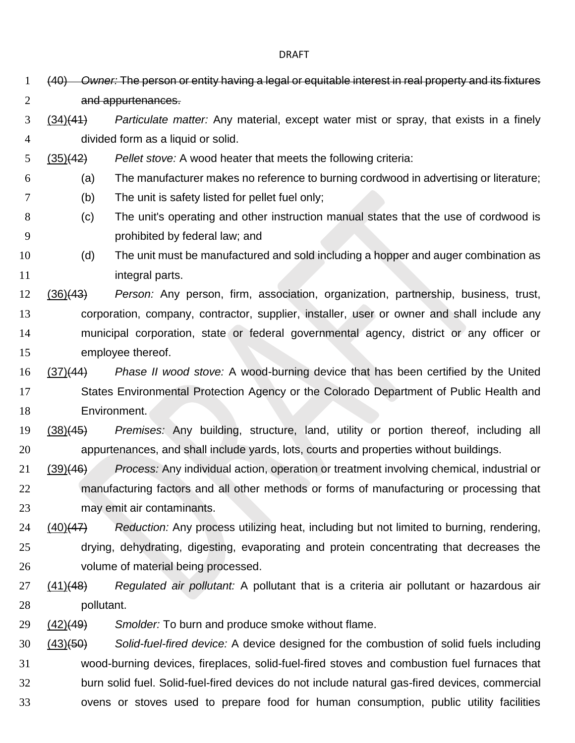~~(40) *Owner:* The person or entity having a legal or equitable interest in real property and its fixtures and appurtenances.~~

<u>(34)</u>~~(41)~~ *Particulate matter:* Any material, except water mist or spray, that exists in a finely divided form as a liquid or solid.

<u>(35)</u>~~(42)~~ *Pellet stove:* A wood heater that meets the following criteria:

(a) The manufacturer makes no reference to burning cordwood in advertising or literature;

(b) The unit is safety listed for pellet fuel only;

(c) The unit's operating and other instruction manual states that the use of cordwood is prohibited by federal law; and

(d) The unit must be manufactured and sold including a hopper and auger combination as integral parts.

<u>(36)</u>~~(43)~~ *Person:* Any person, firm, association, organization, partnership, business, trust, corporation, company, contractor, supplier, installer, user or owner and shall include any municipal corporation, state or federal governmental agency, district or any officer or employee thereof.

<u>(37)</u>~~(44)~~ *Phase II wood stove:* A wood-burning device that has been certified by the United States Environmental Protection Agency or the Colorado Department of Public Health and Environment.

<u>(38)</u>~~(45)~~ *Premises:* Any building, structure, land, utility or portion thereof, including all appurtenances, and shall include yards, lots, courts and properties without buildings.

<u>(39)</u>~~(46)~~ *Process:* Any individual action, operation or treatment involving chemical, industrial or manufacturing factors and all other methods or forms of manufacturing or processing that may emit air contaminants.

<u>(40)</u>~~(47)~~ *Reduction:* Any process utilizing heat, including but not limited to burning, rendering, drying, dehydrating, digesting, evaporating and protein concentrating that decreases the volume of material being processed.

<u>(41)</u>~~(48)~~ *Regulated air pollutant:* A pollutant that is a criteria air pollutant or hazardous air pollutant.

<u>(42)</u>~~(49)~~ *Smolder:* To burn and produce smoke without flame.

<u>(43)</u>~~(50)~~ *Solid-fuel-fired device:* A device designed for the combustion of solid fuels including wood-burning devices, fireplaces, solid-fuel-fired stoves and combustion fuel furnaces that burn solid fuel. Solid-fuel-fired devices do not include natural gas-fired devices, commercial ovens or stoves used to prepare food for human consumption, public utility facilities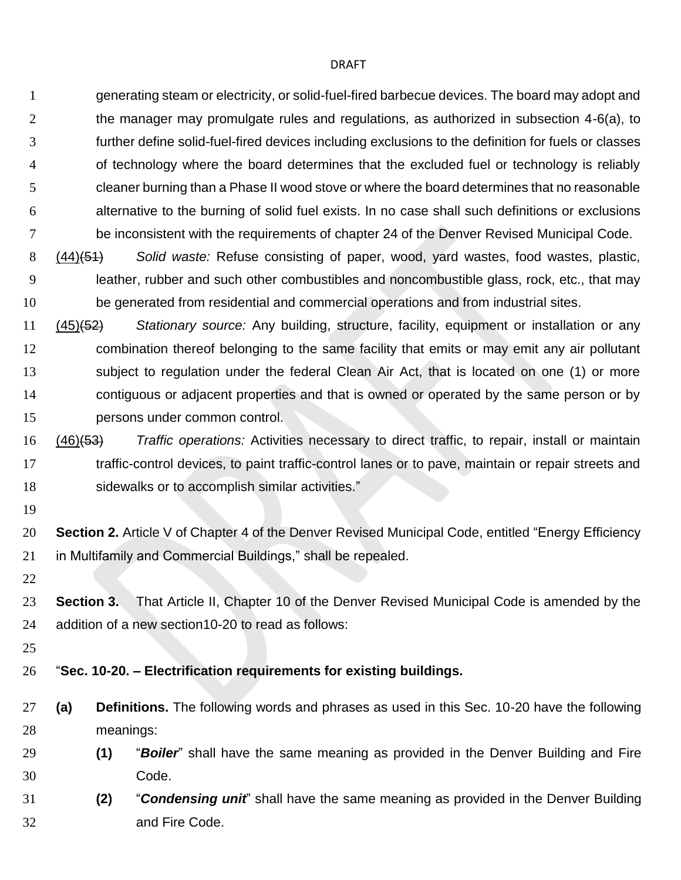generating steam or electricity, or solid-fuel-fired barbecue devices. The board may adopt and the manager may promulgate rules and regulations, as authorized in subsection 4-6(a), to further define solid-fuel-fired devices including exclusions to the definition for fuels or classes of technology where the board determines that the excluded fuel or technology is reliably cleaner burning than a Phase II wood stove or where the board determines that no reasonable alternative to the burning of solid fuel exists. In no case shall such definitions or exclusions be inconsistent with the requirements of chapter 24 of the Denver Revised Municipal Code.

<u>(44)</u>~~(51)~~ *Solid waste:* Refuse consisting of paper, wood, yard wastes, food wastes, plastic, leather, rubber and such other combustibles and noncombustible glass, rock, etc., that may be generated from residential and commercial operations and from industrial sites.

<u>(45)</u>~~(52)~~ *Stationary source:* Any building, structure, facility, equipment or installation or any combination thereof belonging to the same facility that emits or may emit any air pollutant subject to regulation under the federal Clean Air Act, that is located on one (1) or more contiguous or adjacent properties and that is owned or operated by the same person or by persons under common control.

<u>(46)</u>~~(53)~~ *Traffic operations:* Activities necessary to direct traffic, to repair, install or maintain traffic-control devices, to paint traffic-control lanes or to pave, maintain or repair streets and sidewalks or to accomplish similar activities."

**Section 2.** Article V of Chapter 4 of the Denver Revised Municipal Code, entitled "Energy Efficiency in Multifamily and Commercial Buildings," shall be repealed.

**Section 3.** That Article II, Chapter 10 of the Denver Revised Municipal Code is amended by the addition of a new section10-20 to read as follows:

"**Sec. 10-20. – Electrification requirements for existing buildings.**

**(a) Definitions.** The following words and phrases as used in this Sec. 10-20 have the following meanings:

**(1)** "***Boiler***" shall have the same meaning as provided in the Denver Building and Fire Code.

**(2)** "***Condensing unit***" shall have the same meaning as provided in the Denver Building and Fire Code.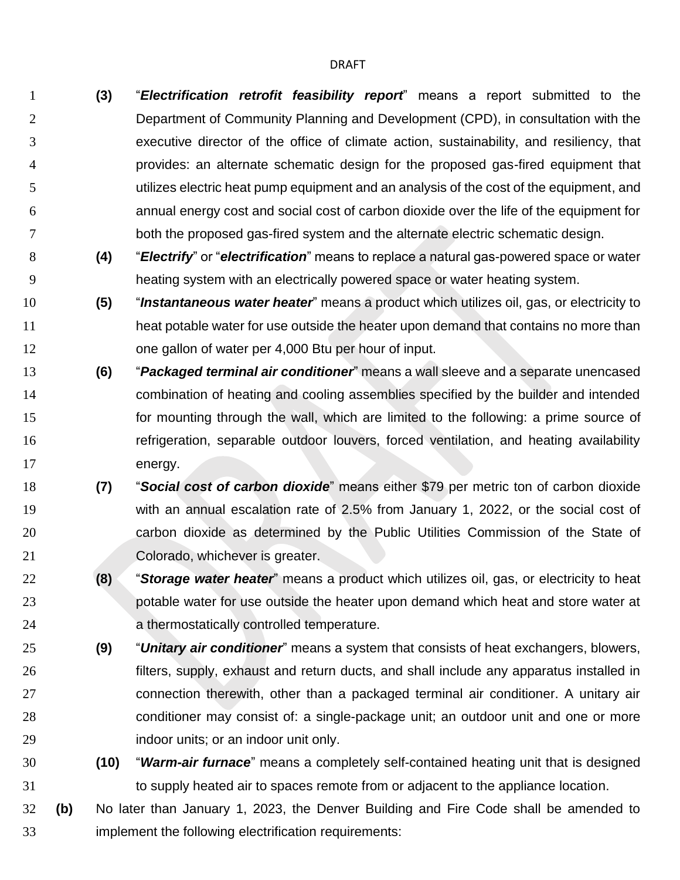**(3)** "***Electrification retrofit feasibility report***" means a report submitted to the Department of Community Planning and Development (CPD), in consultation with the executive director of the office of climate action, sustainability, and resiliency, that provides: an alternate schematic design for the proposed gas-fired equipment that utilizes electric heat pump equipment and an analysis of the cost of the equipment, and annual energy cost and social cost of carbon dioxide over the life of the equipment for both the proposed gas-fired system and the alternate electric schematic design.

**(4)** "***Electrify***" or "***electrification***" means to replace a natural gas-powered space or water heating system with an electrically powered space or water heating system.

**(5)** "***Instantaneous water heater***" means a product which utilizes oil, gas, or electricity to heat potable water for use outside the heater upon demand that contains no more than one gallon of water per 4,000 Btu per hour of input.

**(6)** "***Packaged terminal air conditioner***" means a wall sleeve and a separate unencased combination of heating and cooling assemblies specified by the builder and intended for mounting through the wall, which are limited to the following: a prime source of refrigeration, separable outdoor louvers, forced ventilation, and heating availability energy.

**(7)** "***Social cost of carbon dioxide***" means either $79 per metric ton of carbon dioxide with an annual escalation rate of 2.5% from January 1, 2022, or the social cost of carbon dioxide as determined by the Public Utilities Commission of the State of Colorado, whichever is greater.

**(8)** "***Storage water heater***" means a product which utilizes oil, gas, or electricity to heat potable water for use outside the heater upon demand which heat and store water at a thermostatically controlled temperature.

**(9)** "***Unitary air conditioner***" means a system that consists of heat exchangers, blowers, filters, supply, exhaust and return ducts, and shall include any apparatus installed in connection therewith, other than a packaged terminal air conditioner. A unitary air conditioner may consist of: a single-package unit; an outdoor unit and one or more indoor units; or an indoor unit only.

**(10)** "***Warm-air furnace***" means a completely self-contained heating unit that is designed to supply heated air to spaces remote from or adjacent to the appliance location.

**(b)** No later than January 1, 2023, the Denver Building and Fire Code shall be amended to implement the following electrification requirements: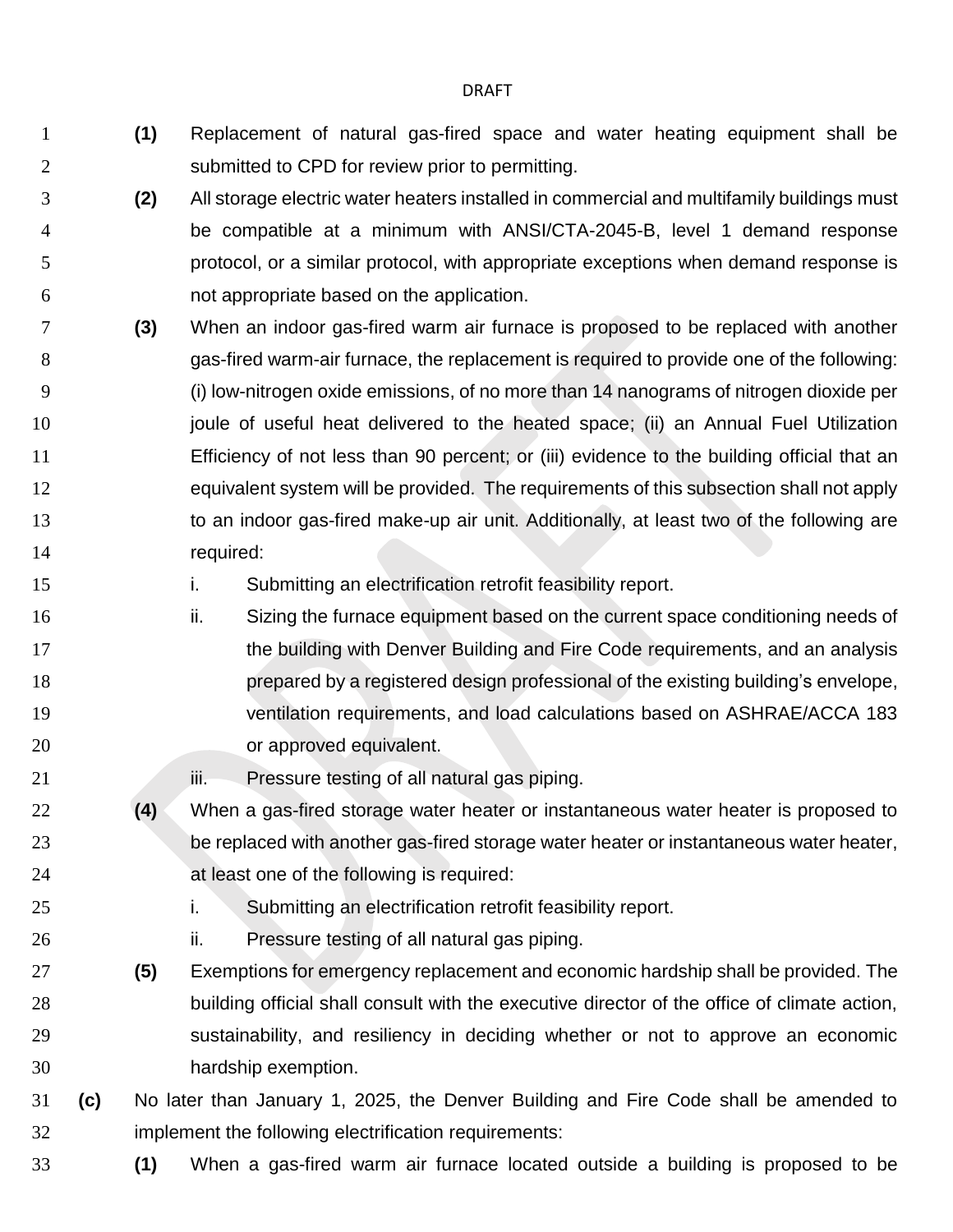**(1)** Replacement of natural gas-fired space and water heating equipment shall be submitted to CPD for review prior to permitting.

**(2)** All storage electric water heaters installed in commercial and multifamily buildings must be compatible at a minimum with ANSI/CTA-2045-B, level 1 demand response protocol, or a similar protocol, with appropriate exceptions when demand response is not appropriate based on the application.

**(3)** When an indoor gas-fired warm air furnace is proposed to be replaced with another gas-fired warm-air furnace, the replacement is required to provide one of the following: (i) low-nitrogen oxide emissions, of no more than 14 nanograms of nitrogen dioxide per joule of useful heat delivered to the heated space; (ii) an Annual Fuel Utilization Efficiency of not less than 90 percent; or (iii) evidence to the building official that an equivalent system will be provided. The requirements of this subsection shall not apply to an indoor gas-fired make-up air unit. Additionally, at least two of the following are required:

i. Submitting an electrification retrofit feasibility report.

ii. Sizing the furnace equipment based on the current space conditioning needs of the building with Denver Building and Fire Code requirements, and an analysis prepared by a registered design professional of the existing building's envelope, ventilation requirements, and load calculations based on ASHRAE/ACCA 183 or approved equivalent.

iii. Pressure testing of all natural gas piping.

**(4)** When a gas-fired storage water heater or instantaneous water heater is proposed to be replaced with another gas-fired storage water heater or instantaneous water heater, at least one of the following is required:

i. Submitting an electrification retrofit feasibility report.

ii. Pressure testing of all natural gas piping.

**(5)** Exemptions for emergency replacement and economic hardship shall be provided. The building official shall consult with the executive director of the office of climate action, sustainability, and resiliency in deciding whether or not to approve an economic hardship exemption.

**(c)** No later than January 1, 2025, the Denver Building and Fire Code shall be amended to implement the following electrification requirements:

**(1)** When a gas-fired warm air furnace located outside a building is proposed to be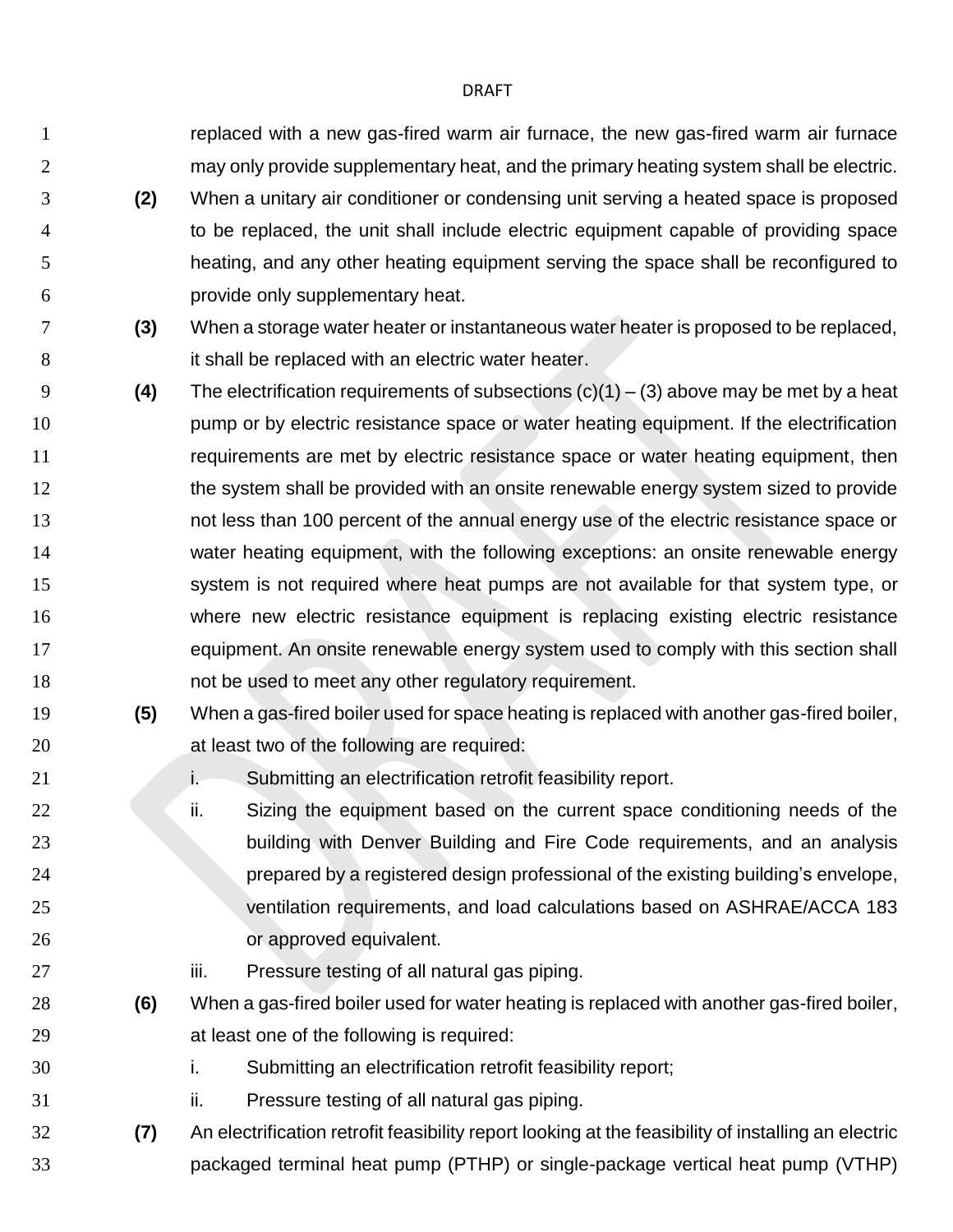replaced with a new gas-fired warm air furnace, the new gas-fired warm air furnace may only provide supplementary heat, and the primary heating system shall be electric.

**(2)** When a unitary air conditioner or condensing unit serving a heated space is proposed to be replaced, the unit shall include electric equipment capable of providing space heating, and any other heating equipment serving the space shall be reconfigured to provide only supplementary heat.

**(3)** When a storage water heater or instantaneous water heater is proposed to be replaced, it shall be replaced with an electric water heater.

**(4)** The electrification requirements of subsections (c)(1) – (3) above may be met by a heat pump or by electric resistance space or water heating equipment. If the electrification requirements are met by electric resistance space or water heating equipment, then the system shall be provided with an onsite renewable energy system sized to provide not less than 100 percent of the annual energy use of the electric resistance space or water heating equipment, with the following exceptions: an onsite renewable energy system is not required where heat pumps are not available for that system type, or where new electric resistance equipment is replacing existing electric resistance equipment. An onsite renewable energy system used to comply with this section shall not be used to meet any other regulatory requirement.

**(5)** When a gas-fired boiler used for space heating is replaced with another gas-fired boiler, at least two of the following are required:

i. Submitting an electrification retrofit feasibility report.

ii. Sizing the equipment based on the current space conditioning needs of the building with Denver Building and Fire Code requirements, and an analysis prepared by a registered design professional of the existing building's envelope, ventilation requirements, and load calculations based on ASHRAE/ACCA 183 or approved equivalent.

iii. Pressure testing of all natural gas piping.

**(6)** When a gas-fired boiler used for water heating is replaced with another gas-fired boiler, at least one of the following is required:

i. Submitting an electrification retrofit feasibility report;

ii. Pressure testing of all natural gas piping.

**(7)** An electrification retrofit feasibility report looking at the feasibility of installing an electric packaged terminal heat pump (PTHP) or single-package vertical heat pump (VTHP)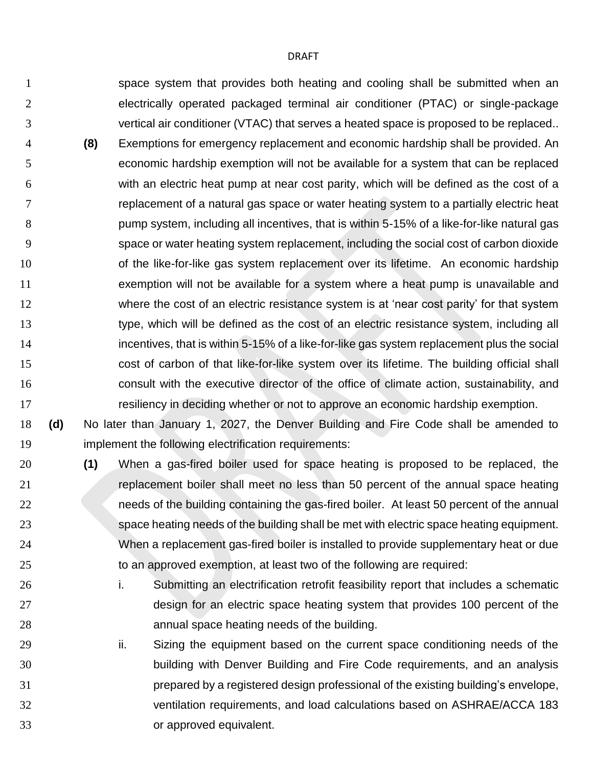space system that provides both heating and cooling shall be submitted when an electrically operated packaged terminal air conditioner (PTAC) or single-package vertical air conditioner (VTAC) that serves a heated space is proposed to be replaced..

**(8)** Exemptions for emergency replacement and economic hardship shall be provided. An economic hardship exemption will not be available for a system that can be replaced with an electric heat pump at near cost parity, which will be defined as the cost of a replacement of a natural gas space or water heating system to a partially electric heat pump system, including all incentives, that is within 5-15% of a like-for-like natural gas space or water heating system replacement, including the social cost of carbon dioxide of the like-for-like gas system replacement over its lifetime. An economic hardship exemption will not be available for a system where a heat pump is unavailable and where the cost of an electric resistance system is at 'near cost parity' for that system type, which will be defined as the cost of an electric resistance system, including all incentives, that is within 5-15% of a like-for-like gas system replacement plus the social cost of carbon of that like-for-like system over its lifetime. The building official shall consult with the executive director of the office of climate action, sustainability, and resiliency in deciding whether or not to approve an economic hardship exemption.

**(d)** No later than January 1, 2027, the Denver Building and Fire Code shall be amended to implement the following electrification requirements:

**(1)** When a gas-fired boiler used for space heating is proposed to be replaced, the replacement boiler shall meet no less than 50 percent of the annual space heating needs of the building containing the gas-fired boiler. At least 50 percent of the annual space heating needs of the building shall be met with electric space heating equipment. When a replacement gas-fired boiler is installed to provide supplementary heat or due to an approved exemption, at least two of the following are required:

i. Submitting an electrification retrofit feasibility report that includes a schematic design for an electric space heating system that provides 100 percent of the annual space heating needs of the building.

ii. Sizing the equipment based on the current space conditioning needs of the building with Denver Building and Fire Code requirements, and an analysis prepared by a registered design professional of the existing building's envelope, ventilation requirements, and load calculations based on ASHRAE/ACCA 183 or approved equivalent.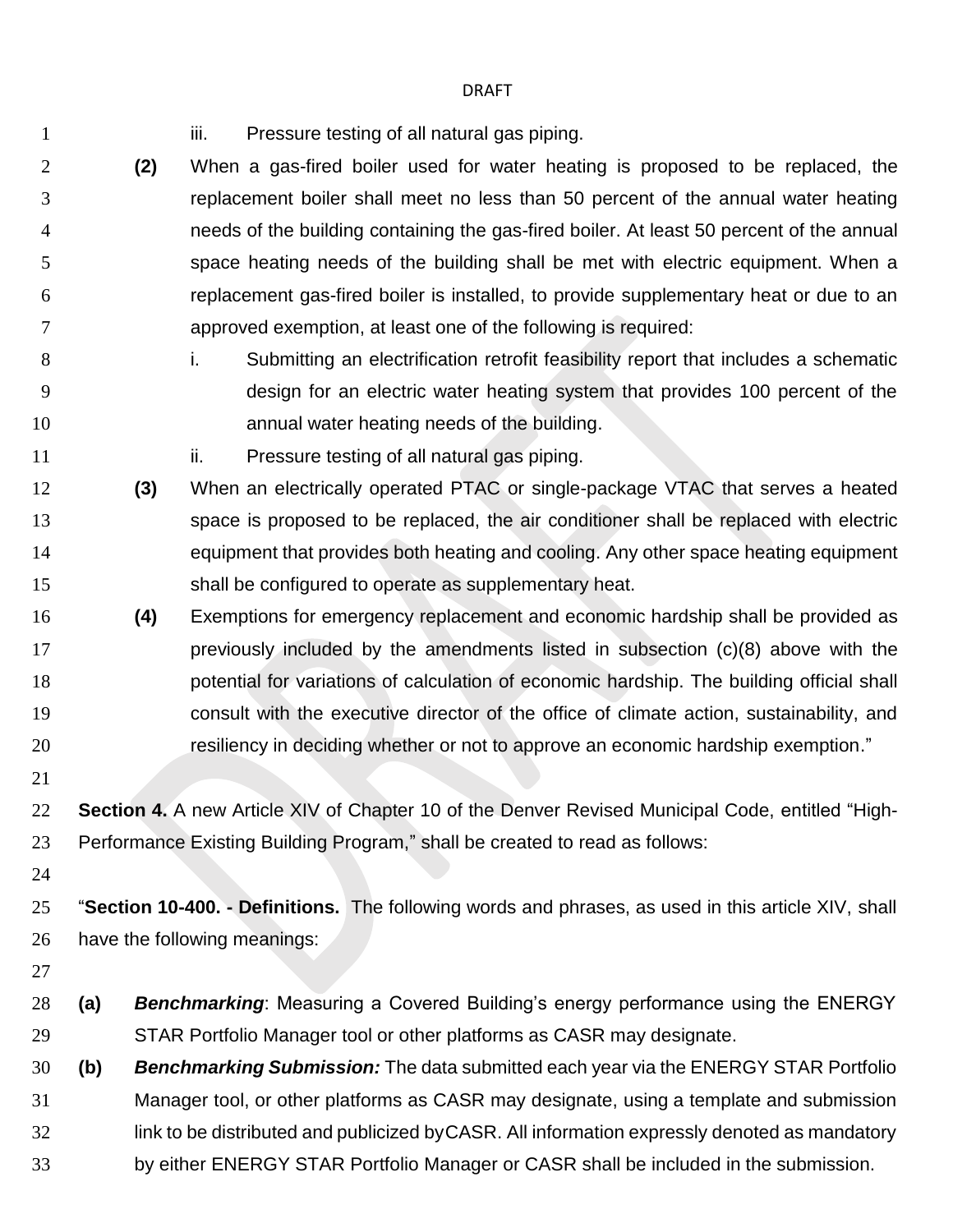iii. Pressure testing of all natural gas piping.

**(2)** When a gas-fired boiler used for water heating is proposed to be replaced, the replacement boiler shall meet no less than 50 percent of the annual water heating needs of the building containing the gas-fired boiler. At least 50 percent of the annual space heating needs of the building shall be met with electric equipment. When a replacement gas-fired boiler is installed, to provide supplementary heat or due to an approved exemption, at least one of the following is required:

i. Submitting an electrification retrofit feasibility report that includes a schematic design for an electric water heating system that provides 100 percent of the annual water heating needs of the building.

ii. Pressure testing of all natural gas piping.

**(3)** When an electrically operated PTAC or single-package VTAC that serves a heated space is proposed to be replaced, the air conditioner shall be replaced with electric equipment that provides both heating and cooling. Any other space heating equipment shall be configured to operate as supplementary heat.

**(4)** Exemptions for emergency replacement and economic hardship shall be provided as previously included by the amendments listed in subsection (c)(8) above with the potential for variations of calculation of economic hardship. The building official shall consult with the executive director of the office of climate action, sustainability, and resiliency in deciding whether or not to approve an economic hardship exemption."

**Section 4.** A new Article XIV of Chapter 10 of the Denver Revised Municipal Code, entitled "High-Performance Existing Building Program," shall be created to read as follows:

"**Section 10-400. - Definitions.** The following words and phrases, as used in this article XIV, shall have the following meanings:

**(a)** ***Benchmarking***: Measuring a Covered Building's energy performance using the ENERGY STAR Portfolio Manager tool or other platforms as CASR may designate.

**(b)** ***Benchmarking Submission:*** The data submitted each year via the ENERGY STAR Portfolio Manager tool, or other platforms as CASR may designate, using a template and submission link to be distributed and publicized byCASR. All information expressly denoted as mandatory by either ENERGY STAR Portfolio Manager or CASR shall be included in the submission.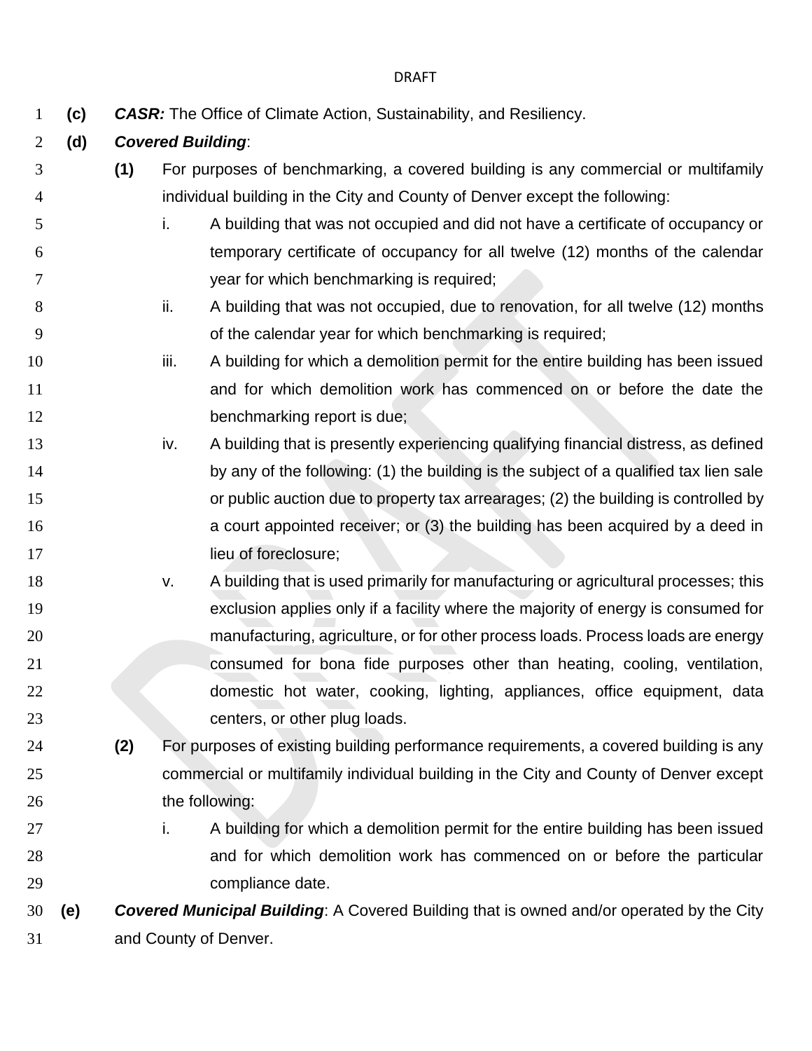**(c)** ***CASR:*** The Office of Climate Action, Sustainability, and Resiliency.

**(d)** ***Covered Building***:

**(1)** For purposes of benchmarking, a covered building is any commercial or multifamily individual building in the City and County of Denver except the following:

i. A building that was not occupied and did not have a certificate of occupancy or temporary certificate of occupancy for all twelve (12) months of the calendar year for which benchmarking is required;

ii. A building that was not occupied, due to renovation, for all twelve (12) months of the calendar year for which benchmarking is required;

iii. A building for which a demolition permit for the entire building has been issued and for which demolition work has commenced on or before the date the benchmarking report is due;

iv. A building that is presently experiencing qualifying financial distress, as defined by any of the following: (1) the building is the subject of a qualified tax lien sale or public auction due to property tax arrearages; (2) the building is controlled by a court appointed receiver; or (3) the building has been acquired by a deed in lieu of foreclosure;

v. A building that is used primarily for manufacturing or agricultural processes; this exclusion applies only if a facility where the majority of energy is consumed for manufacturing, agriculture, or for other process loads. Process loads are energy consumed for bona fide purposes other than heating, cooling, ventilation, domestic hot water, cooking, lighting, appliances, office equipment, data centers, or other plug loads.

**(2)** For purposes of existing building performance requirements, a covered building is any commercial or multifamily individual building in the City and County of Denver except the following:

i. A building for which a demolition permit for the entire building has been issued and for which demolition work has commenced on or before the particular compliance date.

**(e)** ***Covered Municipal Building***: A Covered Building that is owned and/or operated by the City and County of Denver.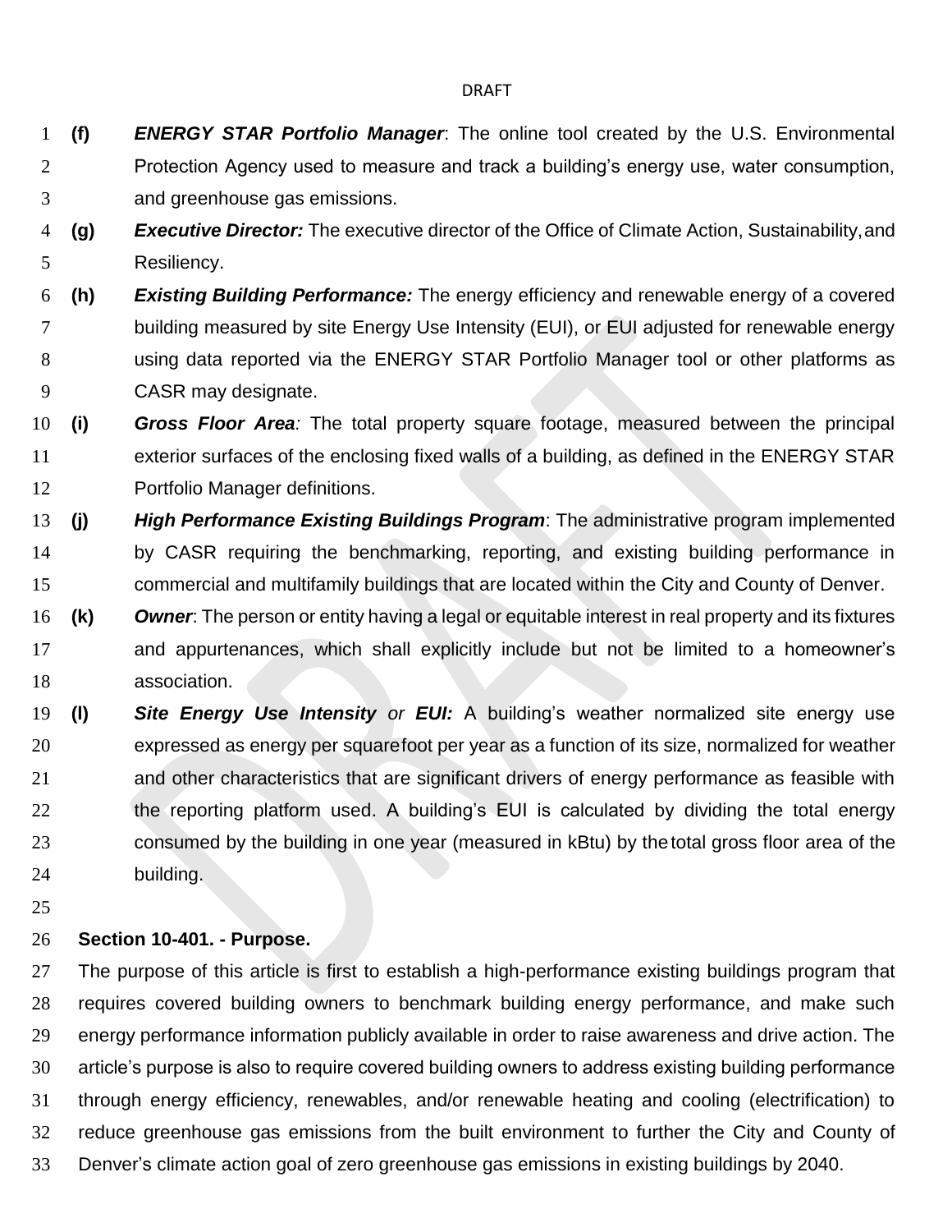**(f)** ***ENERGY STAR Portfolio Manager***: The online tool created by the U.S. Environmental Protection Agency used to measure and track a building's energy use, water consumption, and greenhouse gas emissions.

**(g)** ***Executive Director:*** The executive director of the Office of Climate Action, Sustainability, and Resiliency.

**(h)** ***Existing Building Performance:*** The energy efficiency and renewable energy of a covered building measured by site Energy Use Intensity (EUI), or EUI adjusted for renewable energy using data reported via the ENERGY STAR Portfolio Manager tool or other platforms as CASR may designate.

**(i)** ***Gross Floor Area****:* The total property square footage, measured between the principal exterior surfaces of the enclosing fixed walls of a building, as defined in the ENERGY STAR Portfolio Manager definitions.

**(j)** ***High Performance Existing Buildings Program***: The administrative program implemented by CASR requiring the benchmarking, reporting, and existing building performance in commercial and multifamily buildings that are located within the City and County of Denver.

**(k)** ***Owner***: The person or entity having a legal or equitable interest in real property and its fixtures and appurtenances, which shall explicitly include but not be limited to a homeowner's association.

**(l)** ***Site Energy Use Intensity*** *or* ***EUI:*** A building's weather normalized site energy use expressed as energy per square foot per year as a function of its size, normalized for weather and other characteristics that are significant drivers of energy performance as feasible with the reporting platform used. A building's EUI is calculated by dividing the total energy consumed by the building in one year (measured in kBtu) by the total gross floor area of the building.

**Section 10-401. - Purpose.**

The purpose of this article is first to establish a high-performance existing buildings program that requires covered building owners to benchmark building energy performance, and make such energy performance information publicly available in order to raise awareness and drive action. The article's purpose is also to require covered building owners to address existing building performance through energy efficiency, renewables, and/or renewable heating and cooling (electrification) to reduce greenhouse gas emissions from the built environment to further the City and County of Denver's climate action goal of zero greenhouse gas emissions in existing buildings by 2040.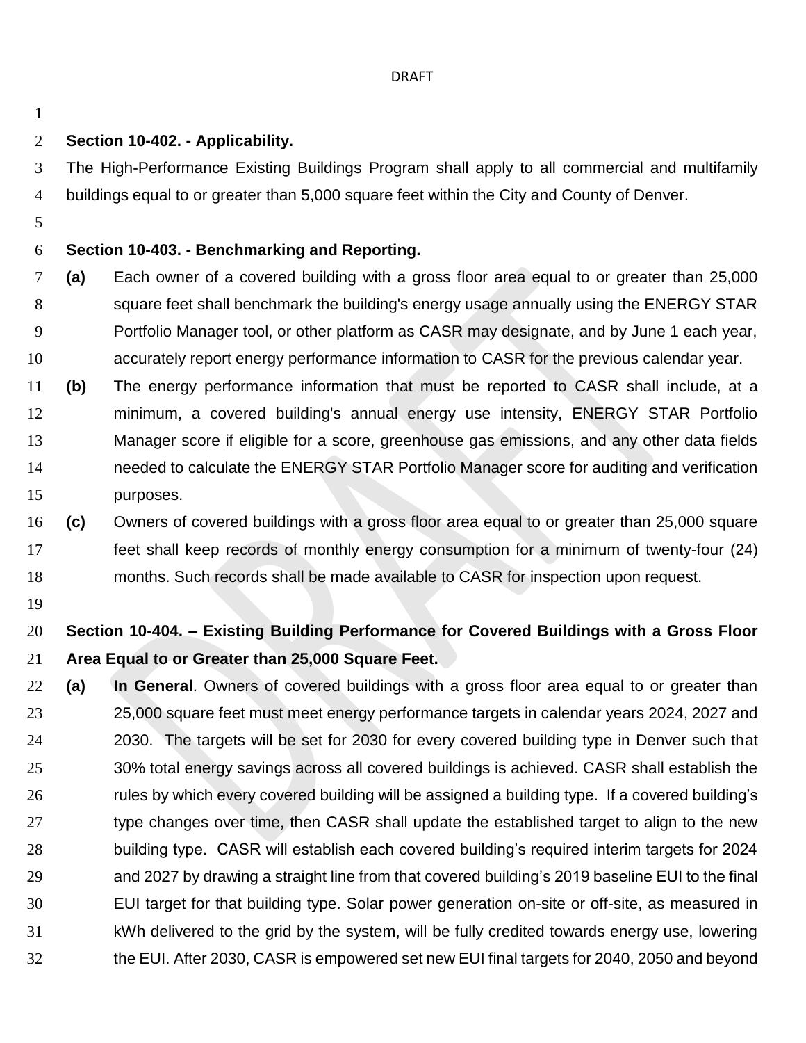**Section 10-402. - Applicability.**

The High-Performance Existing Buildings Program shall apply to all commercial and multifamily buildings equal to or greater than 5,000 square feet within the City and County of Denver.

**Section 10-403. - Benchmarking and Reporting.**

**(a)** Each owner of a covered building with a gross floor area equal to or greater than 25,000 square feet shall benchmark the building's energy usage annually using the ENERGY STAR Portfolio Manager tool, or other platform as CASR may designate, and by June 1 each year, accurately report energy performance information to CASR for the previous calendar year.

**(b)** The energy performance information that must be reported to CASR shall include, at a minimum, a covered building's annual energy use intensity, ENERGY STAR Portfolio Manager score if eligible for a score, greenhouse gas emissions, and any other data fields needed to calculate the ENERGY STAR Portfolio Manager score for auditing and verification purposes.

**(c)** Owners of covered buildings with a gross floor area equal to or greater than 25,000 square feet shall keep records of monthly energy consumption for a minimum of twenty-four (24) months. Such records shall be made available to CASR for inspection upon request.

**Section 10-404. – Existing Building Performance for Covered Buildings with a Gross Floor Area Equal to or Greater than 25,000 Square Feet.**

**(a)** **In General**. Owners of covered buildings with a gross floor area equal to or greater than 25,000 square feet must meet energy performance targets in calendar years 2024, 2027 and 2030. The targets will be set for 2030 for every covered building type in Denver such that 30% total energy savings across all covered buildings is achieved. CASR shall establish the rules by which every covered building will be assigned a building type. If a covered building's type changes over time, then CASR shall update the established target to align to the new building type. CASR will establish each covered building's required interim targets for 2024 and 2027 by drawing a straight line from that covered building's 2019 baseline EUI to the final EUI target for that building type. Solar power generation on-site or off-site, as measured in kWh delivered to the grid by the system, will be fully credited towards energy use, lowering the EUI. After 2030, CASR is empowered set new EUI final targets for 2040, 2050 and beyond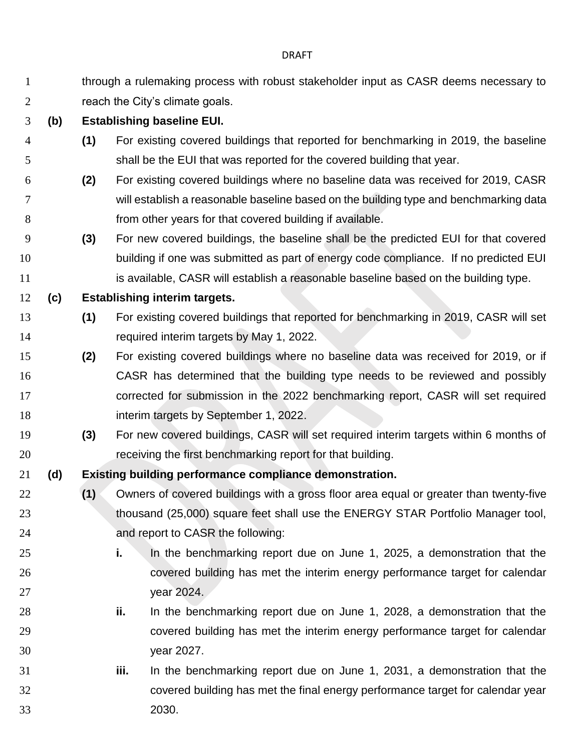through a rulemaking process with robust stakeholder input as CASR deems necessary to reach the City's climate goals.

**(b) Establishing baseline EUI.**

**(1)** For existing covered buildings that reported for benchmarking in 2019, the baseline shall be the EUI that was reported for the covered building that year.

**(2)** For existing covered buildings where no baseline data was received for 2019, CASR will establish a reasonable baseline based on the building type and benchmarking data from other years for that covered building if available.

**(3)** For new covered buildings, the baseline shall be the predicted EUI for that covered building if one was submitted as part of energy code compliance. If no predicted EUI is available, CASR will establish a reasonable baseline based on the building type.

**(c) Establishing interim targets.**

**(1)** For existing covered buildings that reported for benchmarking in 2019, CASR will set required interim targets by May 1, 2022.

**(2)** For existing covered buildings where no baseline data was received for 2019, or if CASR has determined that the building type needs to be reviewed and possibly corrected for submission in the 2022 benchmarking report, CASR will set required interim targets by September 1, 2022.

**(3)** For new covered buildings, CASR will set required interim targets within 6 months of receiving the first benchmarking report for that building.

**(d) Existing building performance compliance demonstration.**

**(1)** Owners of covered buildings with a gross floor area equal or greater than twenty-five thousand (25,000) square feet shall use the ENERGY STAR Portfolio Manager tool, and report to CASR the following:

**i.** In the benchmarking report due on June 1, 2025, a demonstration that the covered building has met the interim energy performance target for calendar year 2024.

**ii.** In the benchmarking report due on June 1, 2028, a demonstration that the covered building has met the interim energy performance target for calendar year 2027.

**iii.** In the benchmarking report due on June 1, 2031, a demonstration that the covered building has met the final energy performance target for calendar year 2030.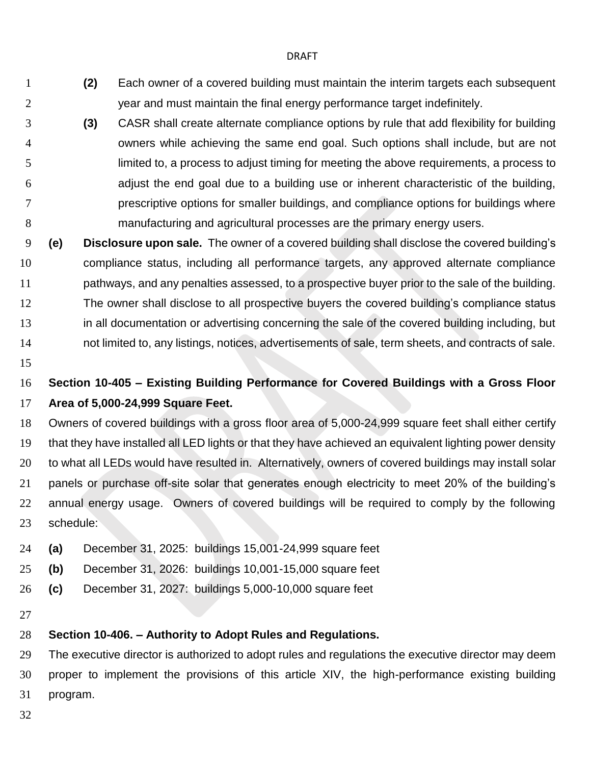**(2)** Each owner of a covered building must maintain the interim targets each subsequent year and must maintain the final energy performance target indefinitely.

**(3)** CASR shall create alternate compliance options by rule that add flexibility for building owners while achieving the same end goal. Such options shall include, but are not limited to, a process to adjust timing for meeting the above requirements, a process to adjust the end goal due to a building use or inherent characteristic of the building, prescriptive options for smaller buildings, and compliance options for buildings where manufacturing and agricultural processes are the primary energy users.

**(e) Disclosure upon sale.** The owner of a covered building shall disclose the covered building's compliance status, including all performance targets, any approved alternate compliance pathways, and any penalties assessed, to a prospective buyer prior to the sale of the building. The owner shall disclose to all prospective buyers the covered building's compliance status in all documentation or advertising concerning the sale of the covered building including, but not limited to, any listings, notices, advertisements of sale, term sheets, and contracts of sale.

**Section 10-405 – Existing Building Performance for Covered Buildings with a Gross Floor Area of 5,000-24,999 Square Feet.**

Owners of covered buildings with a gross floor area of 5,000-24,999 square feet shall either certify that they have installed all LED lights or that they have achieved an equivalent lighting power density to what all LEDs would have resulted in. Alternatively, owners of covered buildings may install solar panels or purchase off-site solar that generates enough electricity to meet 20% of the building's annual energy usage. Owners of covered buildings will be required to comply by the following schedule:

**(a)** December 31, 2025: buildings 15,001-24,999 square feet

**(b)** December 31, 2026: buildings 10,001-15,000 square feet

**(c)** December 31, 2027: buildings 5,000-10,000 square feet

**Section 10-406. – Authority to Adopt Rules and Regulations.**

The executive director is authorized to adopt rules and regulations the executive director may deem proper to implement the provisions of this article XIV, the high-performance existing building program.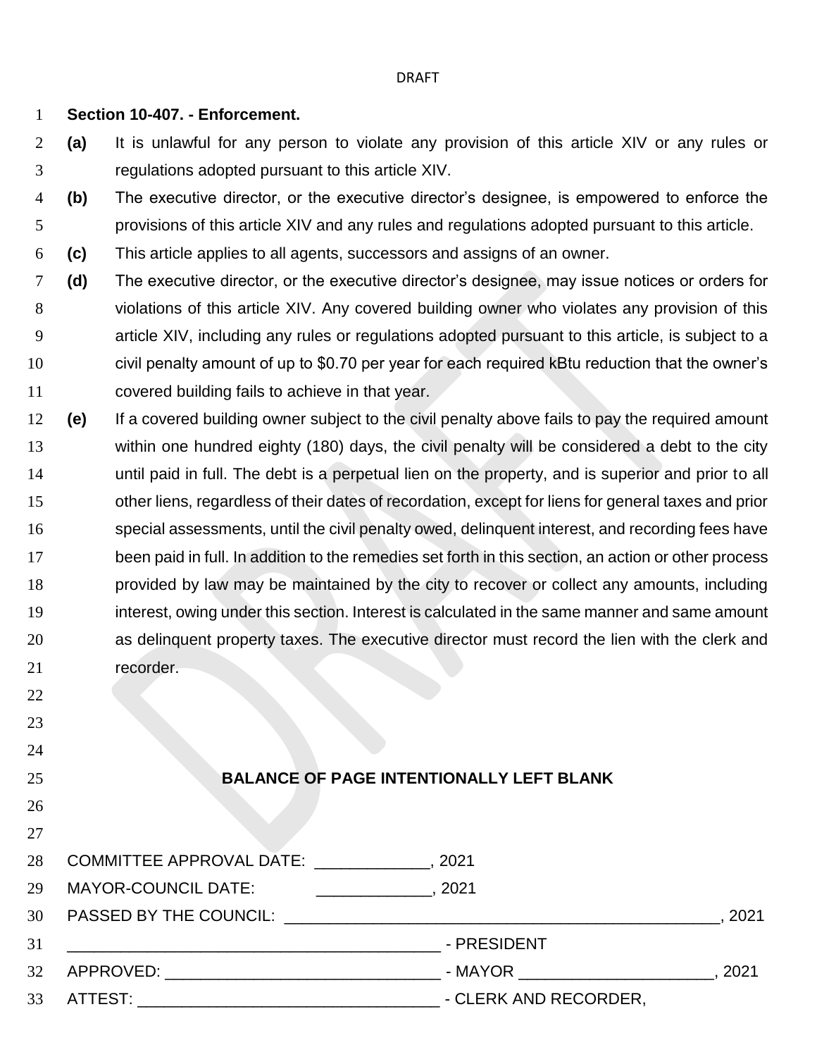DRAFT

**Section 10-407. - Enforcement.**

**(a)** It is unlawful for any person to violate any provision of this article XIV or any rules or regulations adopted pursuant to this article XIV.

**(b)** The executive director, or the executive director's designee, is empowered to enforce the provisions of this article XIV and any rules and regulations adopted pursuant to this article.

**(c)** This article applies to all agents, successors and assigns of an owner.

**(d)** The executive director, or the executive director's designee, may issue notices or orders for violations of this article XIV. Any covered building owner who violates any provision of this article XIV, including any rules or regulations adopted pursuant to this article, is subject to a civil penalty amount of up to $0.70 per year for each required kBtu reduction that the owner's covered building fails to achieve in that year.

**(e)** If a covered building owner subject to the civil penalty above fails to pay the required amount within one hundred eighty (180) days, the civil penalty will be considered a debt to the city until paid in full. The debt is a perpetual lien on the property, and is superior and prior to all other liens, regardless of their dates of recordation, except for liens for general taxes and prior special assessments, until the civil penalty owed, delinquent interest, and recording fees have been paid in full. In addition to the remedies set forth in this section, an action or other process provided by law may be maintained by the city to recover or collect any amounts, including interest, owing under this section. Interest is calculated in the same manner and same amount as delinquent property taxes. The executive director must record the lien with the clerk and recorder.

**BALANCE OF PAGE INTENTIONALLY LEFT BLANK**

COMMITTEE APPROVAL DATE: _____________, 2021

MAYOR-COUNCIL DATE: _____________, 2021

PASSED BY THE COUNCIL: ____________________________________________________, 2021

__________________________________________ - PRESIDENT

APPROVED: ______________________________ - MAYOR ______________________, 2021

ATTEST: __________________________________ - CLERK AND RECORDER,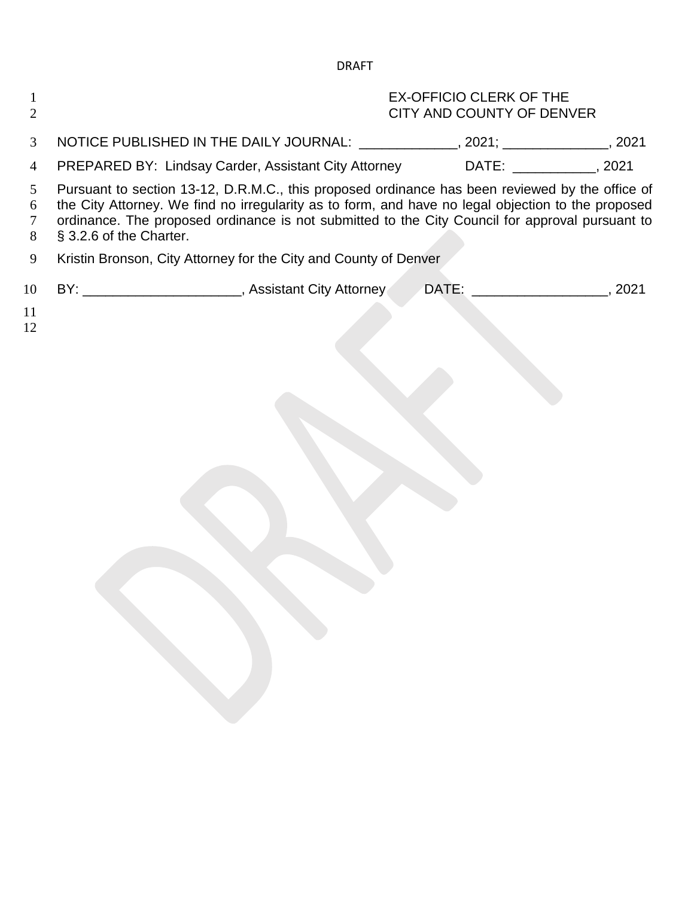EX-OFFICIO CLERK OF THE
CITY AND COUNTY OF DENVER

NOTICE PUBLISHED IN THE DAILY JOURNAL: _____________, 2021; ______________, 2021

PREPARED BY: Lindsay Carder, Assistant City Attorney DATE: ___________, 2021

Pursuant to section 13-12, D.R.M.C., this proposed ordinance has been reviewed by the office of the City Attorney. We find no irregularity as to form, and have no legal objection to the proposed ordinance. The proposed ordinance is not submitted to the City Council for approval pursuant to § 3.2.6 of the Charter.

Kristin Bronson, City Attorney for the City and County of Denver

BY: ____________________, Assistant City Attorney DATE: _________________, 2021